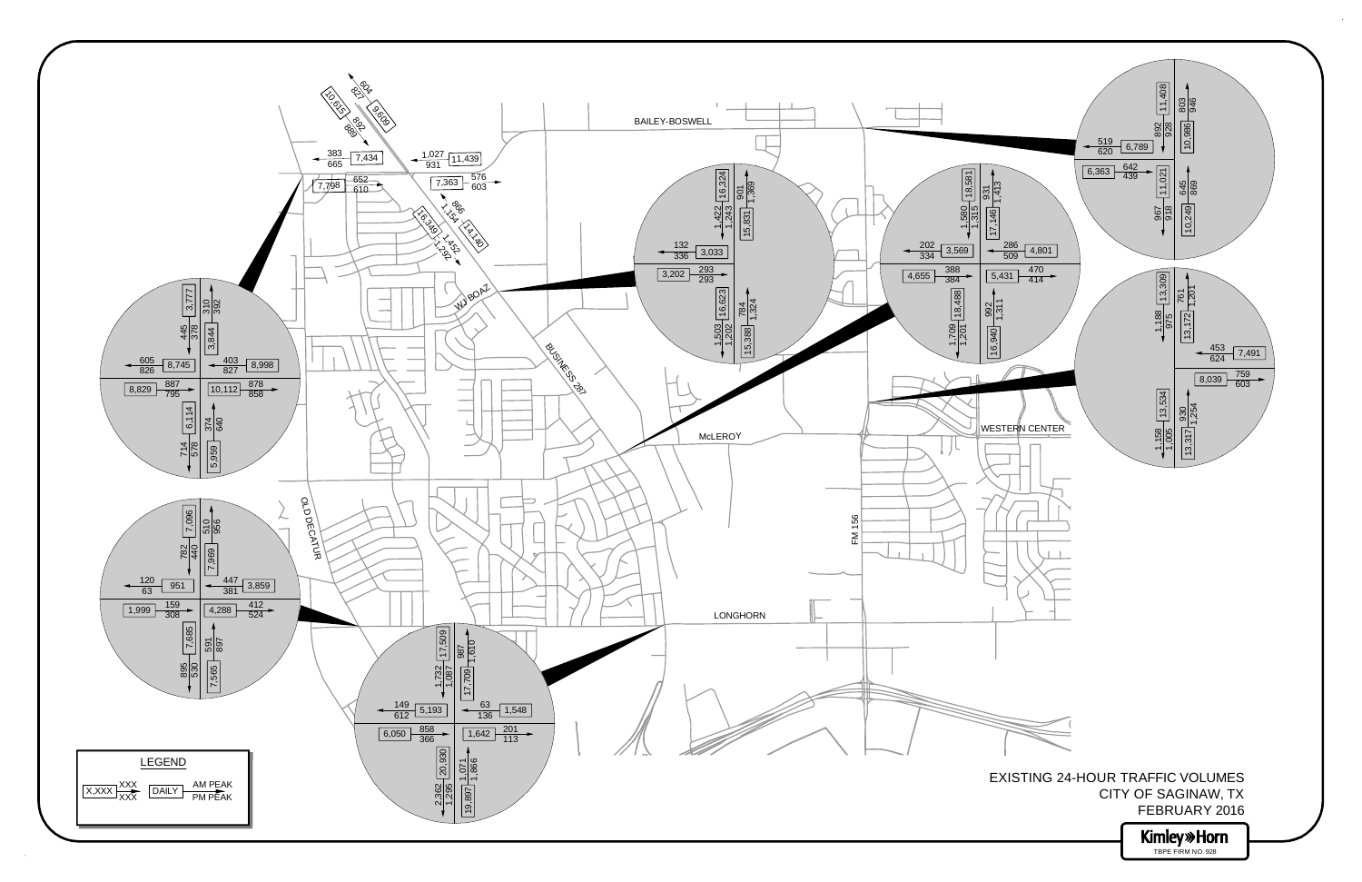# EXISTING 24-HOUR TRAFFIC VOLUMES
## CITY OF SAGINAW, TX
## FEBRUARY 2016

**LEGEND**

X,XXX — DAILY; XXX / XXX — AM PEAK / PM PEAK

Street labels: BAILEY-BOSWELL, WJ BOAZ, BUSINESS 287, McLEROY, WESTERN CENTER, OLD DECATUR, FM 156, LONGHORN

### Business 287 / Bailey-Boswell / Old Decatur (top left)

| Approach | Daily | AM Peak | PM Peak |
|---|---|---|---|
| Business 287 NW (outbound) | 9,609 | 604 | 827 |
| Business 287 NW (inbound) | 10,615 | 892 | 889 |
| Westbound (left) | 7,434 | 383 | 665 |
| Westbound approach | 11,439 | 1,027 | 931 |
| Eastbound approach | 7,798 | 652 | 610 |
| Eastbound | 7,363 | 576 | 603 |
| Business 287 SE (inbound) | 14,140 | 866 | 1,154 |
| Business 287 SE (outbound) | 16,349 | 1,452 | 1,292 |

### WJ Boaz / Old Decatur

| Approach | Daily | AM Peak | PM Peak |
|---|---|---|---|
| North leg southbound | 3,777 | 445 | 378 |
| North leg northbound | 3,844 | 310 | 392 |
| West leg westbound | 8,745 | 605 | 826 |
| East leg westbound | 8,998 | 403 | 827 |
| West leg eastbound | 8,829 | 887 | 795 |
| East leg eastbound | 10,112 | 878 | 858 |
| South leg southbound | 6,114 | 714 | 578 |
| South leg northbound | 5,959 | 374 | 640 |

### Business 287 / WJ Boaz

| Approach | Daily | AM Peak | PM Peak |
|---|---|---|---|
| North leg southbound | 16,324 | 1,422 | 1,243 |
| North leg northbound | 15,831 | 901 | 1,369 |
| West leg westbound | 3,033 | 132 | 336 |
| West leg eastbound | 3,202 | 293 | 293 |
| South leg southbound | 16,623 | 1,503 | 1,202 |
| South leg northbound | 15,388 | 784 | 1,324 |

### Business 287 / McLeroy

| Approach | Daily | AM Peak | PM Peak |
|---|---|---|---|
| North leg southbound | 18,581 | 1,580 | 1,315 |
| North leg northbound | 17,146 | 931 | 1,413 |
| West leg westbound | 3,569 | 202 | 334 |
| East leg westbound | 4,801 | 286 | 509 |
| West leg eastbound | 4,655 | 388 | 384 |
| East leg eastbound | 5,431 | 470 | 414 |
| South leg southbound | 18,488 | 1,709 | 1,201 |
| South leg northbound | 16,940 | 992 | 1,311 |

### FM 156 / Bailey-Boswell

| Approach | Daily | AM Peak | PM Peak |
|---|---|---|---|
| North leg southbound | 11,408 | 892 | 928 |
| North leg northbound | 10,986 | 803 | 946 |
| West leg westbound | 6,789 | 519 | 620 |
| West leg eastbound | 6,363 | 642 | 439 |
| South leg southbound | 11,021 | 967 | 918 |
| South leg northbound | 10,249 | 645 | 869 |

### FM 156 / Western Center

| Approach | Daily | AM Peak | PM Peak |
|---|---|---|---|
| North leg southbound | 13,309 | 1,188 | 975 |
| North leg northbound | 13,172 | 761 | 1,201 |
| East leg westbound | 7,491 | 453 | 624 |
| East leg eastbound | 8,039 | 759 | 603 |
| South leg southbound | 13,534 | 1,158 | 1,005 |
| South leg northbound | 13,317 | 930 | 1,254 |

### Old Decatur / Longhorn

| Approach | Daily | AM Peak | PM Peak |
|---|---|---|---|
| North leg southbound | 7,096 | 782 | 440 |
| North leg northbound | 7,969 | 510 | 956 |
| West leg westbound | 951 | 120 | 63 |
| East leg westbound | 3,859 | 447 | 381 |
| West leg eastbound | 1,999 | 159 | 308 |
| East leg eastbound | 4,288 | 412 | 524 |
| South leg southbound | 7,685 | 895 | 530 |
| South leg northbound | 7,565 | 591 | 897 |

### Business 287 / Longhorn

| Approach | Daily | AM Peak | PM Peak |
|---|---|---|---|
| North leg southbound | 17,509 | 1,732 | 1,087 |
| North leg northbound | 17,709 | 987 | 1,610 |
| West leg westbound | 5,193 | 149 | 612 |
| East leg westbound | 1,548 | 63 | 136 |
| West leg eastbound | 6,050 | 858 | 366 |
| East leg eastbound | 1,642 | 201 | 113 |
| South leg southbound | 20,930 | 2,362 | 1,295 |
| South leg northbound | 19,897 | 1,071 | 1,866 |

Kimley»Horn
TBPE FIRM NO. 928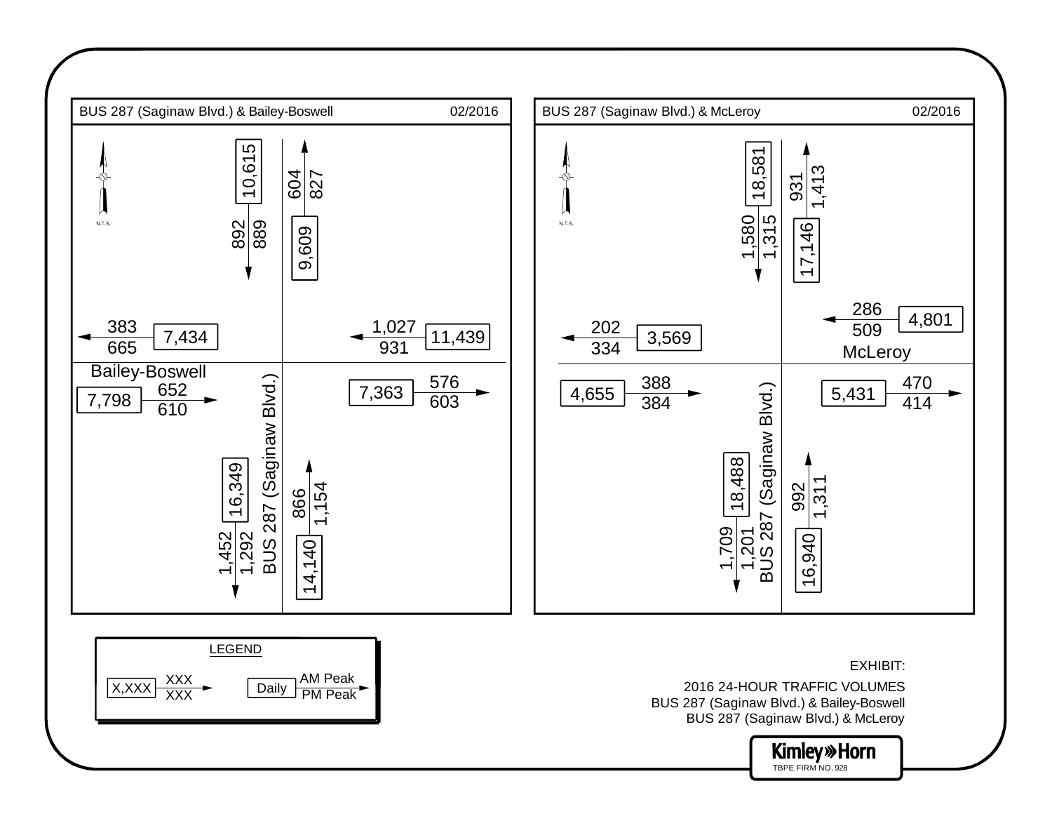## BUS 287 (Saginaw Blvd.) & Bailey-Boswell — 02/2016

N.T.S.

| Approach / Direction | Daily | AM Peak | PM Peak |
|---|---|---|---|
| North leg – Southbound (toward intersection) | 10,615 | 892 | 889 |
| North leg – Northbound (away from intersection) | 9,609 | 604 | 827 |
| West leg – Westbound (away from intersection) | 7,434 | 383 | 665 |
| West leg – Eastbound (toward intersection) | 7,798 | 652 | 610 |
| East leg – Westbound (toward intersection) | 11,439 | 1,027 | 931 |
| East leg – Eastbound (away from intersection) | 7,363 | 576 | 603 |
| South leg – Southbound (away from intersection) | 16,349 | 1,452 | 1,292 |
| South leg – Northbound (toward intersection) | 14,140 | 866 | 1,154 |

Bailey-Boswell

BUS 287 (Saginaw Blvd.)

## BUS 287 (Saginaw Blvd.) & McLeroy — 02/2016

N.T.S.

| Approach / Direction | Daily | AM Peak | PM Peak |
|---|---|---|---|
| North leg – Southbound (toward intersection) | 18,581 | 1,580 | 1,315 |
| North leg – Northbound (away from intersection) | 17,146 | 931 | 1,413 |
| West leg – Westbound (away from intersection) | 3,569 | 202 | 334 |
| West leg – Eastbound (toward intersection) | 4,655 | 388 | 384 |
| East leg – Westbound (toward intersection) | 4,801 | 286 | 509 |
| East leg – Eastbound (away from intersection) | 5,431 | 470 | 414 |
| South leg – Southbound (away from intersection) | 18,488 | 1,709 | 1,201 |
| South leg – Northbound (toward intersection) | 16,940 | 992 | 1,311 |

McLeroy

BUS 287 (Saginaw Blvd.)

**LEGEND**

X,XXX — Daily; XXX (top) — AM Peak; XXX (bottom) — PM Peak

EXHIBIT:

2016 24-HOUR TRAFFIC VOLUMES
BUS 287 (Saginaw Blvd.) & Bailey-Boswell
BUS 287 (Saginaw Blvd.) & McLeroy

Kimley»Horn
TBPE FIRM NO. 928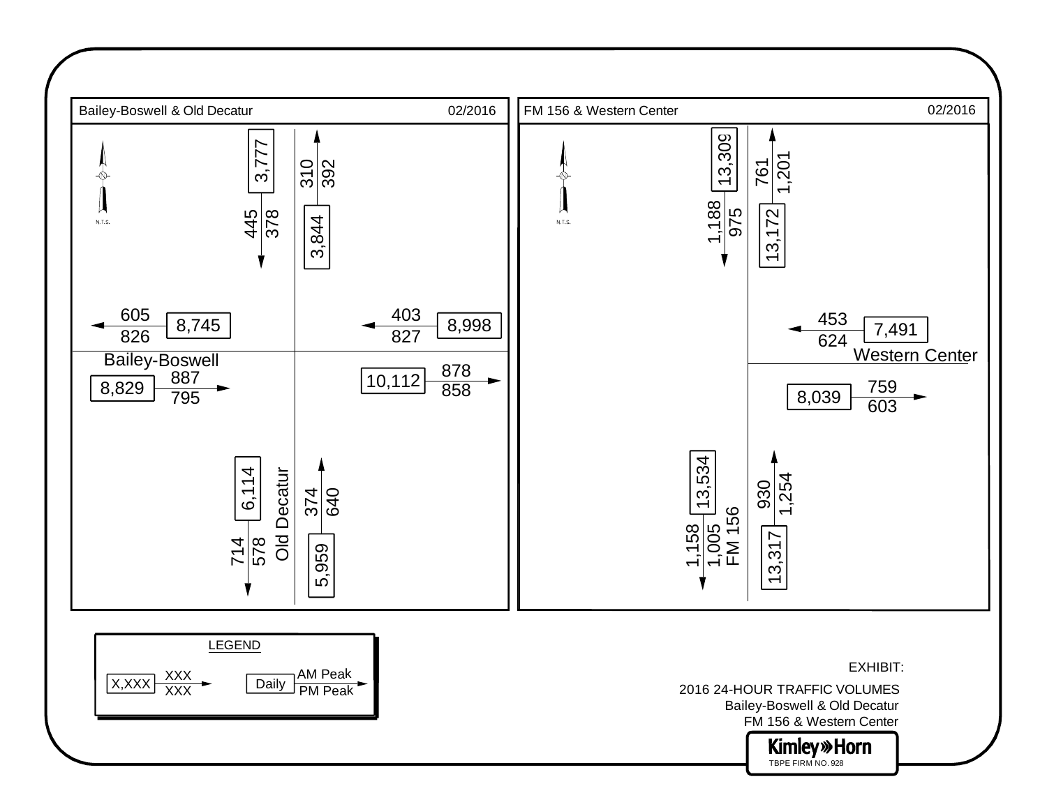## Bailey-Boswell & Old Decatur — 02/2016

N.T.S.

| Approach / Direction | Daily | AM Peak | PM Peak |
| --- | --- | --- | --- |
| Old Decatur (north leg) – Southbound | 3,777 | 445 | 378 |
| Old Decatur (north leg) – Northbound | 3,844 | 310 | 392 |
| Bailey-Boswell (west leg) – Westbound | 8,745 | 605 | 826 |
| Bailey-Boswell (west leg) – Eastbound | 8,829 | 887 | 795 |
| Bailey-Boswell (east leg) – Westbound | 8,998 | 403 | 827 |
| Bailey-Boswell (east leg) – Eastbound | 10,112 | 878 | 858 |
| Old Decatur (south leg) – Southbound | 6,114 | 714 | 578 |
| Old Decatur (south leg) – Northbound | 5,959 | 374 | 640 |

## FM 156 & Western Center — 02/2016

N.T.S.

| Approach / Direction | Daily | AM Peak | PM Peak |
| --- | --- | --- | --- |
| FM 156 (north leg) – Southbound | 13,309 | 1,188 | 975 |
| FM 156 (north leg) – Northbound | 13,172 | 761 | 1,201 |
| Western Center (east leg) – Westbound | 7,491 | 453 | 624 |
| Western Center (east leg) – Eastbound | 8,039 | 759 | 603 |
| FM 156 (south leg) – Southbound | 13,534 | 1,158 | 1,005 |
| FM 156 (south leg) – Northbound | 13,317 | 930 | 1,254 |

**LEGEND**

X,XXX (Daily) — XXX (AM Peak) / XXX (PM Peak)

EXHIBIT:

2016 24-HOUR TRAFFIC VOLUMES
Bailey-Boswell & Old Decatur
FM 156 & Western Center

Kimley»Horn
TBPE FIRM NO. 928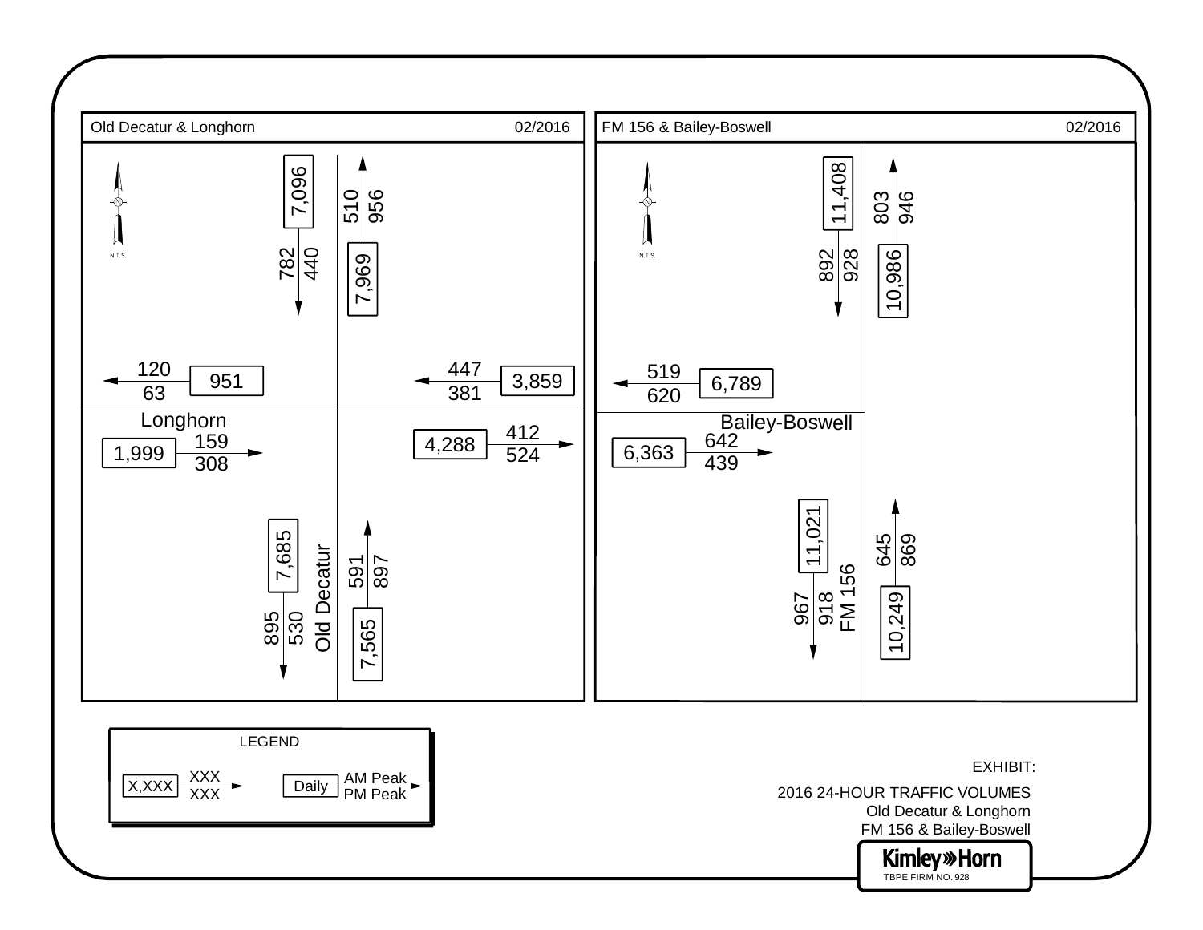## Old Decatur & Longhorn — 02/2016

N.T.S.

| Approach / Direction | Daily | AM Peak | PM Peak |
|---|---|---|---|
| North leg, southbound (Old Decatur) | 7,096 | 782 | 440 |
| North leg, northbound (Old Decatur) | 7,969 | 510 | 956 |
| West leg, westbound (Longhorn) | 951 | 120 | 63 |
| West leg, eastbound (Longhorn) | 1,999 | 159 | 308 |
| East leg, westbound | 3,859 | 447 | 381 |
| East leg, eastbound | 4,288 | 412 | 524 |
| South leg, southbound (Old Decatur) | 7,685 | 895 | 530 |
| South leg, northbound (Old Decatur) | 7,565 | 591 | 897 |

## FM 156 & Bailey-Boswell — 02/2016

N.T.S.

| Approach / Direction | Daily | AM Peak | PM Peak |
|---|---|---|---|
| North leg, southbound (FM 156) | 11,408 | 892 | 928 |
| North leg, northbound (FM 156) | 10,986 | 803 | 946 |
| West leg, westbound (Bailey-Boswell) | 6,789 | 519 | 620 |
| West leg, eastbound (Bailey-Boswell) | 6,363 | 642 | 439 |
| South leg, southbound (FM 156) | 11,021 | 967 | 918 |
| South leg, northbound (FM 156) | 10,249 | 645 | 869 |

**LEGEND**

X,XXX — Daily; XXX (above arrow) — AM Peak; XXX (below arrow) — PM Peak

EXHIBIT:

2016 24-HOUR TRAFFIC VOLUMES
Old Decatur & Longhorn
FM 156 & Bailey-Boswell

Kimley»Horn
TBPE FIRM NO. 928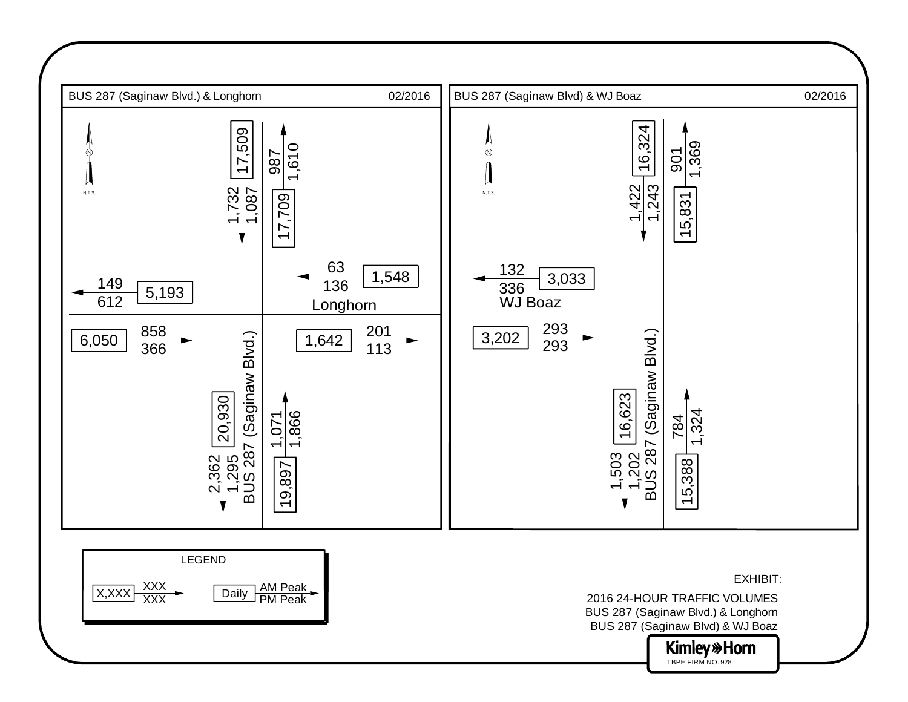## BUS 287 (Saginaw Blvd.) & Longhorn — 02/2016

N.T.S.

BUS 287 (Saginaw Blvd.) north leg:
- Southbound: Daily 17,509; AM Peak 1,732; PM Peak 1,087
- Northbound: Daily 17,709; AM Peak 987; PM Peak 1,610

Longhorn east leg:
- Westbound: Daily 1,548; AM Peak 63; PM Peak 136

Longhorn

West leg:
- Westbound: Daily 5,193; AM Peak 149; PM Peak 612
- Eastbound: Daily 6,050; AM Peak 858; PM Peak 366

East leg:
- Eastbound: Daily 1,642; AM Peak 201; PM Peak 113

BUS 287 (Saginaw Blvd.) south leg:
- Southbound: Daily 20,930; AM Peak 2,362; PM Peak 1,295
- Northbound: Daily 19,897; AM Peak 1,071; PM Peak 1,866

## BUS 287 (Saginaw Blvd) & WJ Boaz — 02/2016

N.T.S.

BUS 287 (Saginaw Blvd.) north leg:
- Southbound: Daily 16,324; AM Peak 1,422; PM Peak 1,243
- Northbound: Daily 15,831; AM Peak 901; PM Peak 1,369

WJ Boaz west leg:
- Westbound: Daily 3,033; AM Peak 132; PM Peak 336
- Eastbound: Daily 3,202; AM Peak 293; PM Peak 293

WJ Boaz

BUS 287 (Saginaw Blvd.) south leg:
- Southbound: Daily 16,623; AM Peak 1,503; PM Peak 1,202
- Northbound: Daily 15,388; AM Peak 784; PM Peak 1,324

### LEGEND

X,XXX — XXX / XXX

Daily — AM Peak / PM Peak

EXHIBIT:

2016 24-HOUR TRAFFIC VOLUMES
BUS 287 (Saginaw Blvd.) & Longhorn
BUS 287 (Saginaw Blvd) & WJ Boaz

Kimley»Horn
TBPE FIRM NO. 928